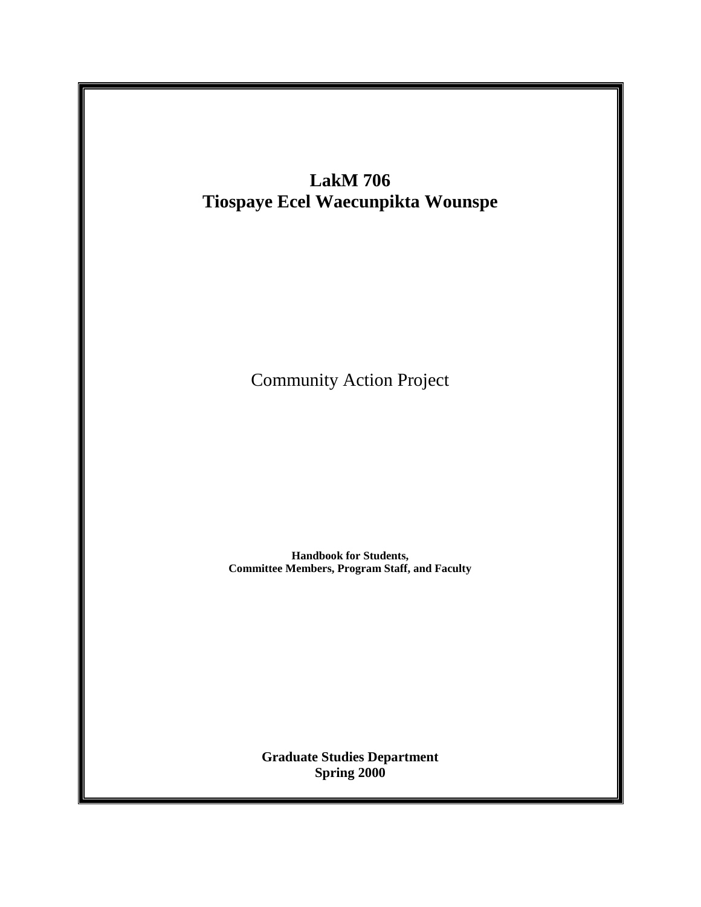# LakM 706
# Tiospaye Ecel Waecunpikta Wounspe

Community Action Project

**Handbook for Students,**
**Committee Members, Program Staff, and Faculty**

**Graduate Studies Department**
**Spring 2000**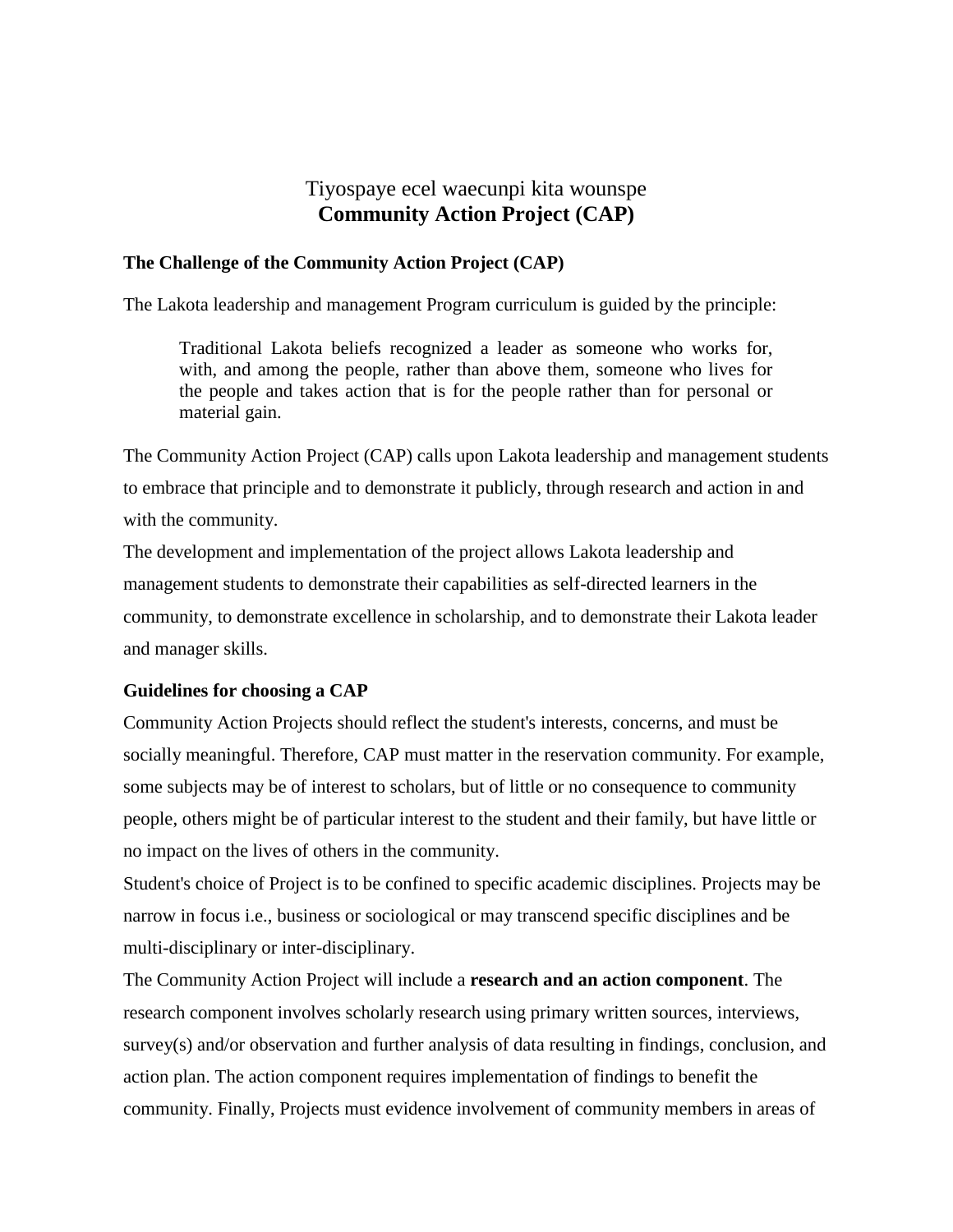# Tiyospaye ecel waecunpi kita wounspe
# **Community Action Project (CAP)**

### The Challenge of the Community Action Project (CAP)

The Lakota leadership and management Program curriculum is guided by the principle:

> Traditional Lakota beliefs recognized a leader as someone who works for, with, and among the people, rather than above them, someone who lives for the people and takes action that is for the people rather than for personal or material gain.

The Community Action Project (CAP) calls upon Lakota leadership and management students to embrace that principle and to demonstrate it publicly, through research and action in and with the community.

The development and implementation of the project allows Lakota leadership and management students to demonstrate their capabilities as self-directed learners in the community, to demonstrate excellence in scholarship, and to demonstrate their Lakota leader and manager skills.

### Guidelines for choosing a CAP

Community Action Projects should reflect the student's interests, concerns, and must be socially meaningful. Therefore, CAP must matter in the reservation community. For example, some subjects may be of interest to scholars, but of little or no consequence to community people, others might be of particular interest to the student and their family, but have little or no impact on the lives of others in the community.

Student's choice of Project is to be confined to specific academic disciplines. Projects may be narrow in focus i.e., business or sociological or may transcend specific disciplines and be multi-disciplinary or inter-disciplinary.

The Community Action Project will include a **research and an action component**. The research component involves scholarly research using primary written sources, interviews, survey(s) and/or observation and further analysis of data resulting in findings, conclusion, and action plan. The action component requires implementation of findings to benefit the community. Finally, Projects must evidence involvement of community members in areas of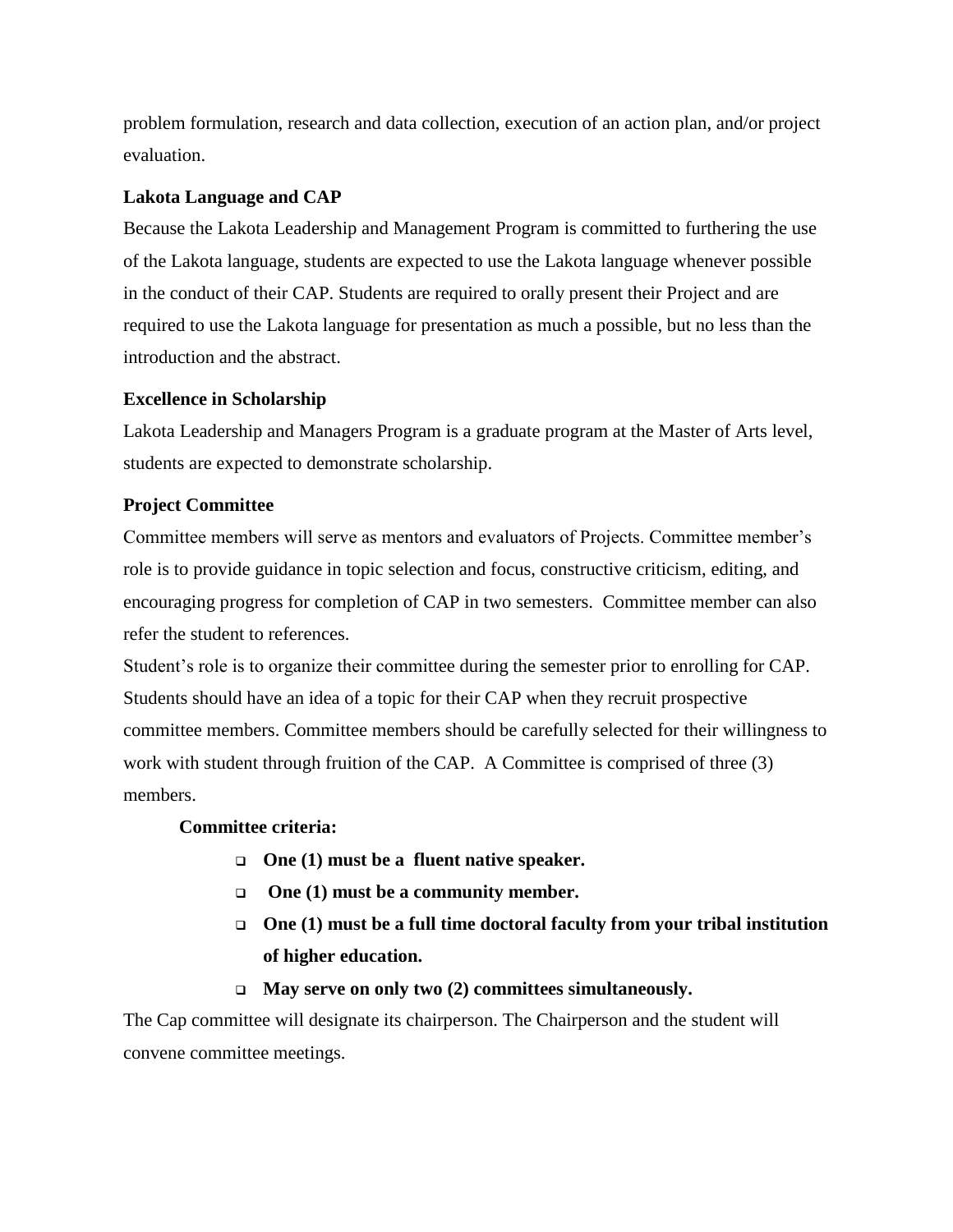problem formulation, research and data collection, execution of an action plan, and/or project evaluation.

**Lakota Language and CAP**

Because the Lakota Leadership and Management Program is committed to furthering the use of the Lakota language, students are expected to use the Lakota language whenever possible in the conduct of their CAP. Students are required to orally present their Project and are required to use the Lakota language for presentation as much a possible, but no less than the introduction and the abstract.

**Excellence in Scholarship**

Lakota Leadership and Managers Program is a graduate program at the Master of Arts level, students are expected to demonstrate scholarship.

**Project Committee**

Committee members will serve as mentors and evaluators of Projects. Committee member's role is to provide guidance in topic selection and focus, constructive criticism, editing, and encouraging progress for completion of CAP in two semesters. Committee member can also refer the student to references.

Student's role is to organize their committee during the semester prior to enrolling for CAP. Students should have an idea of a topic for their CAP when they recruit prospective committee members. Committee members should be carefully selected for their willingness to work with student through fruition of the CAP. A Committee is comprised of three (3) members.

**Committee criteria:**

- **One (1) must be a fluent native speaker.**
- **One (1) must be a community member.**
- **One (1) must be a full time doctoral faculty from your tribal institution of higher education.**
- **May serve on only two (2) committees simultaneously.**

The Cap committee will designate its chairperson. The Chairperson and the student will convene committee meetings.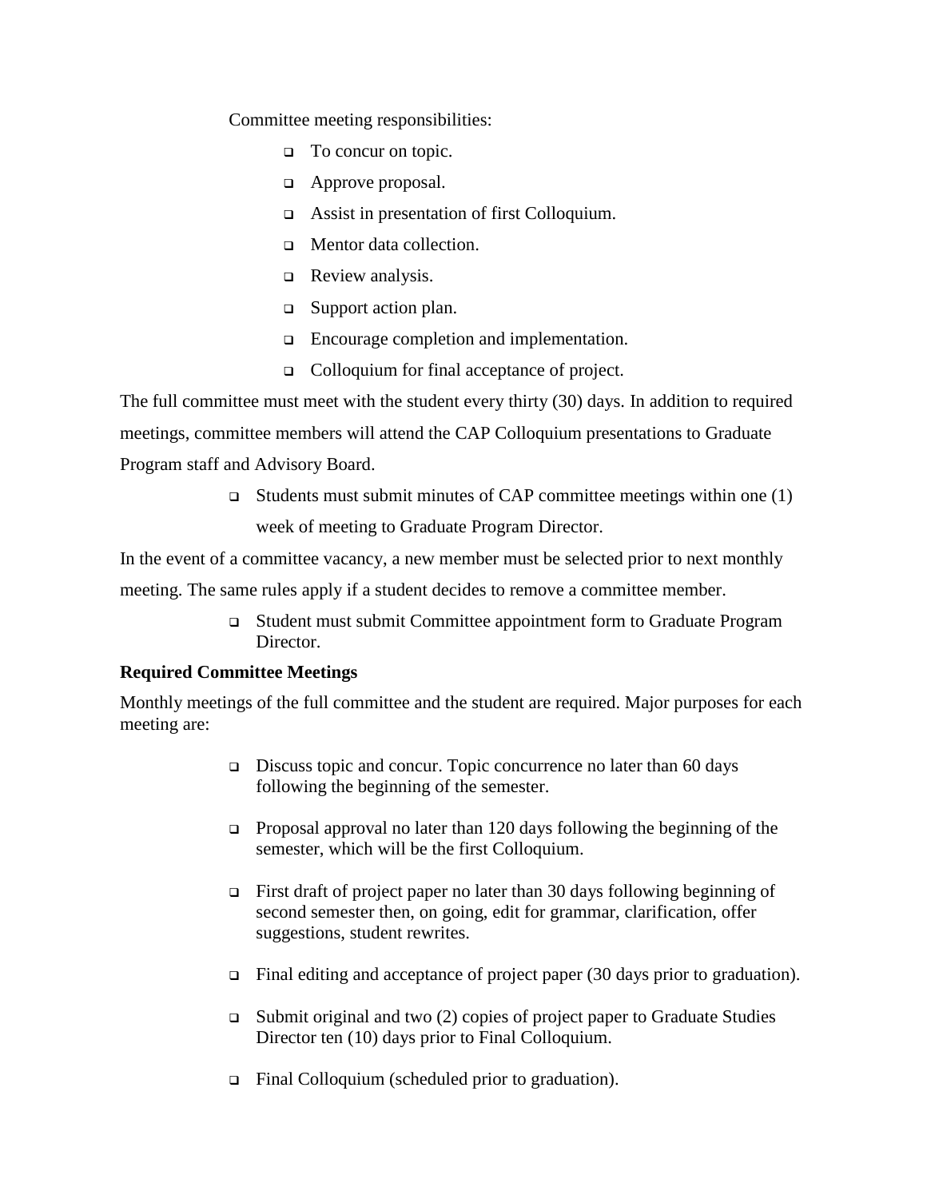Committee meeting responsibilities:

- To concur on topic.
- Approve proposal.
- Assist in presentation of first Colloquium.
- Mentor data collection.
- Review analysis.
- Support action plan.
- Encourage completion and implementation.
- Colloquium for final acceptance of project.

The full committee must meet with the student every thirty (30) days. In addition to required meetings, committee members will attend the CAP Colloquium presentations to Graduate Program staff and Advisory Board.

- Students must submit minutes of CAP committee meetings within one (1) week of meeting to Graduate Program Director.

In the event of a committee vacancy, a new member must be selected prior to next monthly meeting. The same rules apply if a student decides to remove a committee member.

- Student must submit Committee appointment form to Graduate Program Director.

**Required Committee Meetings**

Monthly meetings of the full committee and the student are required. Major purposes for each meeting are:

- Discuss topic and concur. Topic concurrence no later than 60 days following the beginning of the semester.
- Proposal approval no later than 120 days following the beginning of the semester, which will be the first Colloquium.
- First draft of project paper no later than 30 days following beginning of second semester then, on going, edit for grammar, clarification, offer suggestions, student rewrites.
- Final editing and acceptance of project paper (30 days prior to graduation).
- Submit original and two (2) copies of project paper to Graduate Studies Director ten (10) days prior to Final Colloquium.
- Final Colloquium (scheduled prior to graduation).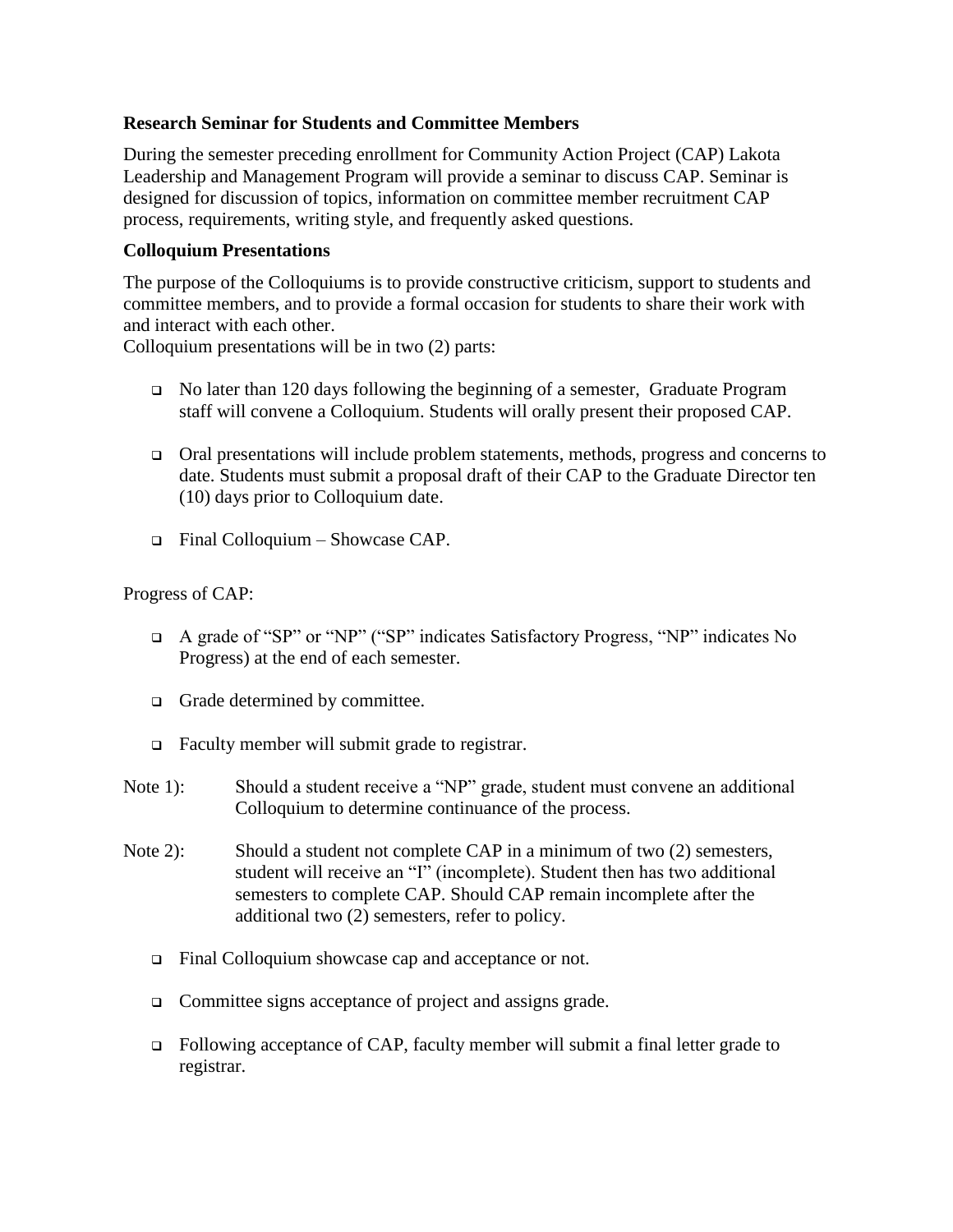**Research Seminar for Students and Committee Members**

During the semester preceding enrollment for Community Action Project (CAP) Lakota Leadership and Management Program will provide a seminar to discuss CAP. Seminar is designed for discussion of topics, information on committee member recruitment CAP process, requirements, writing style, and frequently asked questions.

**Colloquium Presentations**

The purpose of the Colloquiums is to provide constructive criticism, support to students and committee members, and to provide a formal occasion for students to share their work with and interact with each other.

Colloquium presentations will be in two (2) parts:

- No later than 120 days following the beginning of a semester, Graduate Program staff will convene a Colloquium. Students will orally present their proposed CAP.
- Oral presentations will include problem statements, methods, progress and concerns to date. Students must submit a proposal draft of their CAP to the Graduate Director ten (10) days prior to Colloquium date.
- Final Colloquium – Showcase CAP.

Progress of CAP:

- A grade of "SP" or "NP" ("SP" indicates Satisfactory Progress, "NP" indicates No Progress) at the end of each semester.
- Grade determined by committee.
- Faculty member will submit grade to registrar.

Note 1): Should a student receive a "NP" grade, student must convene an additional Colloquium to determine continuance of the process.

Note 2): Should a student not complete CAP in a minimum of two (2) semesters, student will receive an "I" (incomplete). Student then has two additional semesters to complete CAP. Should CAP remain incomplete after the additional two (2) semesters, refer to policy.

- Final Colloquium showcase cap and acceptance or not.
- Committee signs acceptance of project and assigns grade.
- Following acceptance of CAP, faculty member will submit a final letter grade to registrar.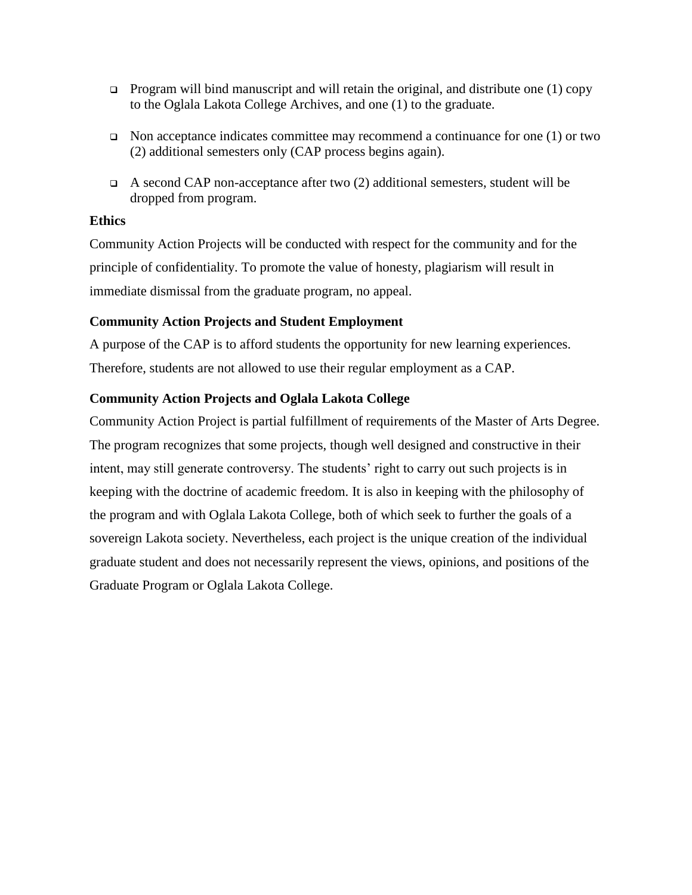- Program will bind manuscript and will retain the original, and distribute one (1) copy to the Oglala Lakota College Archives, and one (1) to the graduate.

- Non acceptance indicates committee may recommend a continuance for one (1) or two (2) additional semesters only (CAP process begins again).

- A second CAP non-acceptance after two (2) additional semesters, student will be dropped from program.

**Ethics**

Community Action Projects will be conducted with respect for the community and for the principle of confidentiality. To promote the value of honesty, plagiarism will result in immediate dismissal from the graduate program, no appeal.

**Community Action Projects and Student Employment**

A purpose of the CAP is to afford students the opportunity for new learning experiences. Therefore, students are not allowed to use their regular employment as a CAP.

**Community Action Projects and Oglala Lakota College**

Community Action Project is partial fulfillment of requirements of the Master of Arts Degree. The program recognizes that some projects, though well designed and constructive in their intent, may still generate controversy. The students' right to carry out such projects is in keeping with the doctrine of academic freedom. It is also in keeping with the philosophy of the program and with Oglala Lakota College, both of which seek to further the goals of a sovereign Lakota society. Nevertheless, each project is the unique creation of the individual graduate student and does not necessarily represent the views, opinions, and positions of the Graduate Program or Oglala Lakota College.